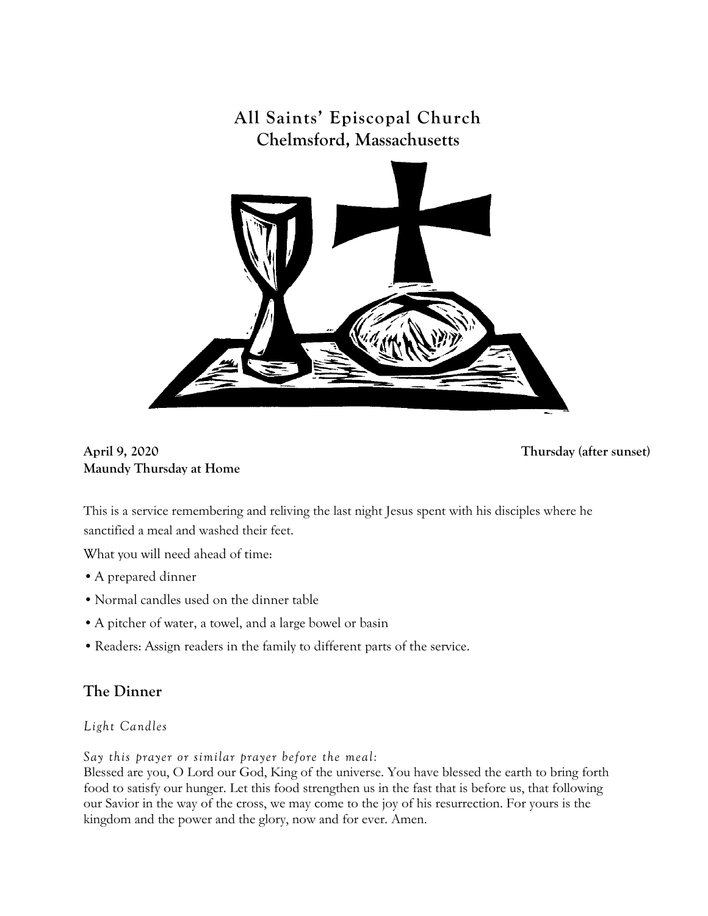# All Saints' Episcopal Church
## Chelmsford, Massachusetts

**April 9, 2020** **Thursday (after sunset)**
**Maundy Thursday at Home**

This is a service remembering and reliving the last night Jesus spent with his disciples where he sanctified a meal and washed their feet.

What you will need ahead of time:

- A prepared dinner
- Normal candles used on the dinner table
- A pitcher of water, a towel, and a large bowel or basin
- Readers: Assign readers in the family to different parts of the service.

## The Dinner

*Light Candles*

*Say this prayer or similar prayer before the meal:*
Blessed are you, O Lord our God, King of the universe. You have blessed the earth to bring forth food to satisfy our hunger. Let this food strengthen us in the fast that is before us, that following our Savior in the way of the cross, we may come to the joy of his resurrection. For yours is the kingdom and the power and the glory, now and for ever. Amen.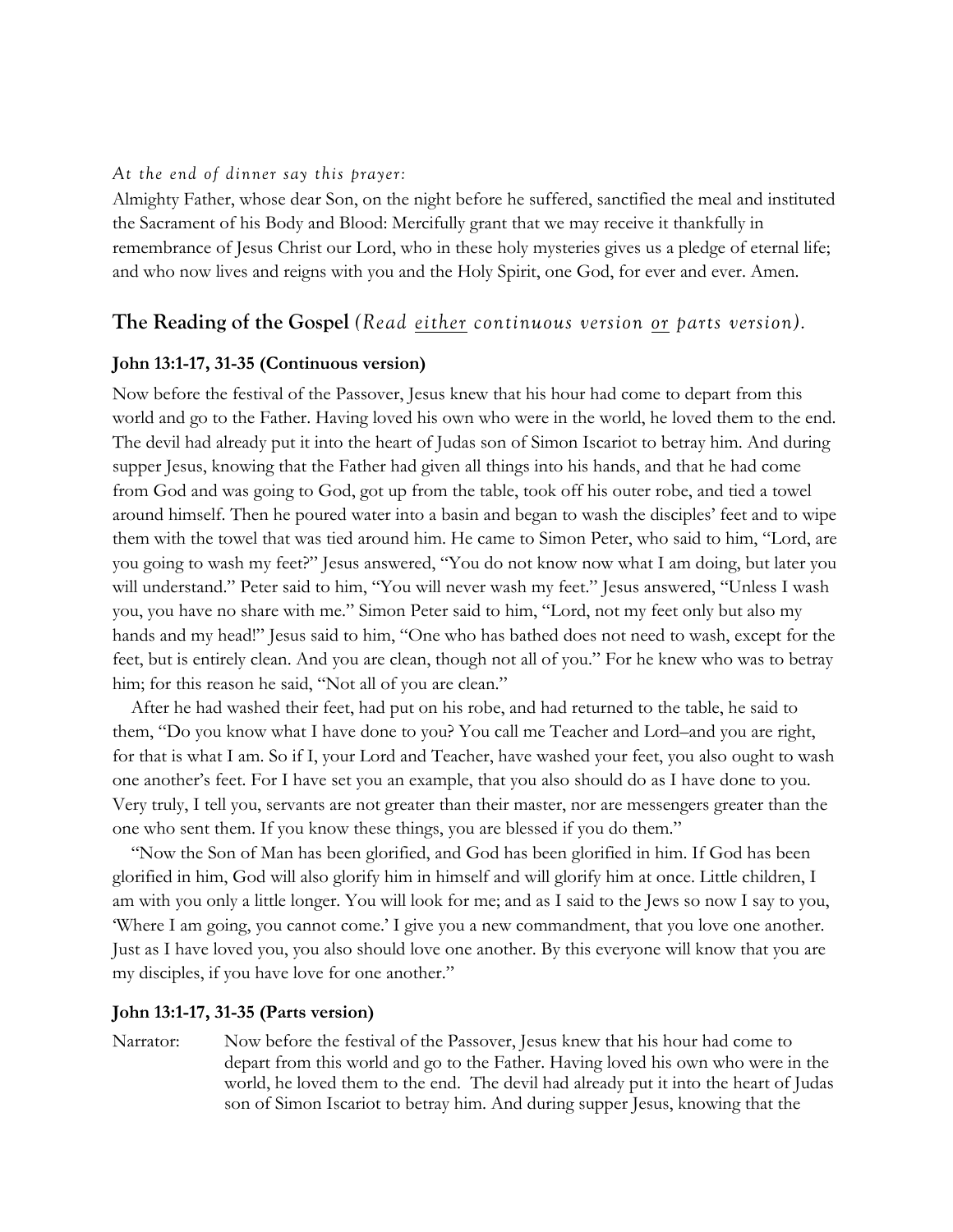*At the end of dinner say this prayer:*

Almighty Father, whose dear Son, on the night before he suffered, sanctified the meal and instituted the Sacrament of his Body and Blood: Mercifully grant that we may receive it thankfully in remembrance of Jesus Christ our Lord, who in these holy mysteries gives us a pledge of eternal life; and who now lives and reigns with you and the Holy Spirit, one God, for ever and ever. Amen.

## The Reading of the Gospel *(Read either continuous version or parts version).*

### John 13:1-17, 31-35 (Continuous version)

Now before the festival of the Passover, Jesus knew that his hour had come to depart from this world and go to the Father. Having loved his own who were in the world, he loved them to the end. The devil had already put it into the heart of Judas son of Simon Iscariot to betray him. And during supper Jesus, knowing that the Father had given all things into his hands, and that he had come from God and was going to God, got up from the table, took off his outer robe, and tied a towel around himself. Then he poured water into a basin and began to wash the disciples' feet and to wipe them with the towel that was tied around him. He came to Simon Peter, who said to him, "Lord, are you going to wash my feet?" Jesus answered, "You do not know now what I am doing, but later you will understand." Peter said to him, "You will never wash my feet." Jesus answered, "Unless I wash you, you have no share with me." Simon Peter said to him, "Lord, not my feet only but also my hands and my head!" Jesus said to him, "One who has bathed does not need to wash, except for the feet, but is entirely clean. And you are clean, though not all of you." For he knew who was to betray him; for this reason he said, "Not all of you are clean."

After he had washed their feet, had put on his robe, and had returned to the table, he said to them, "Do you know what I have done to you? You call me Teacher and Lord–and you are right, for that is what I am. So if I, your Lord and Teacher, have washed your feet, you also ought to wash one another's feet. For I have set you an example, that you also should do as I have done to you. Very truly, I tell you, servants are not greater than their master, nor are messengers greater than the one who sent them. If you know these things, you are blessed if you do them."

"Now the Son of Man has been glorified, and God has been glorified in him. If God has been glorified in him, God will also glorify him in himself and will glorify him at once. Little children, I am with you only a little longer. You will look for me; and as I said to the Jews so now I say to you, 'Where I am going, you cannot come.' I give you a new commandment, that you love one another. Just as I have loved you, you also should love one another. By this everyone will know that you are my disciples, if you have love for one another."

### John 13:1-17, 31-35 (Parts version)

Narrator: Now before the festival of the Passover, Jesus knew that his hour had come to depart from this world and go to the Father. Having loved his own who were in the world, he loved them to the end. The devil had already put it into the heart of Judas son of Simon Iscariot to betray him. And during supper Jesus, knowing that the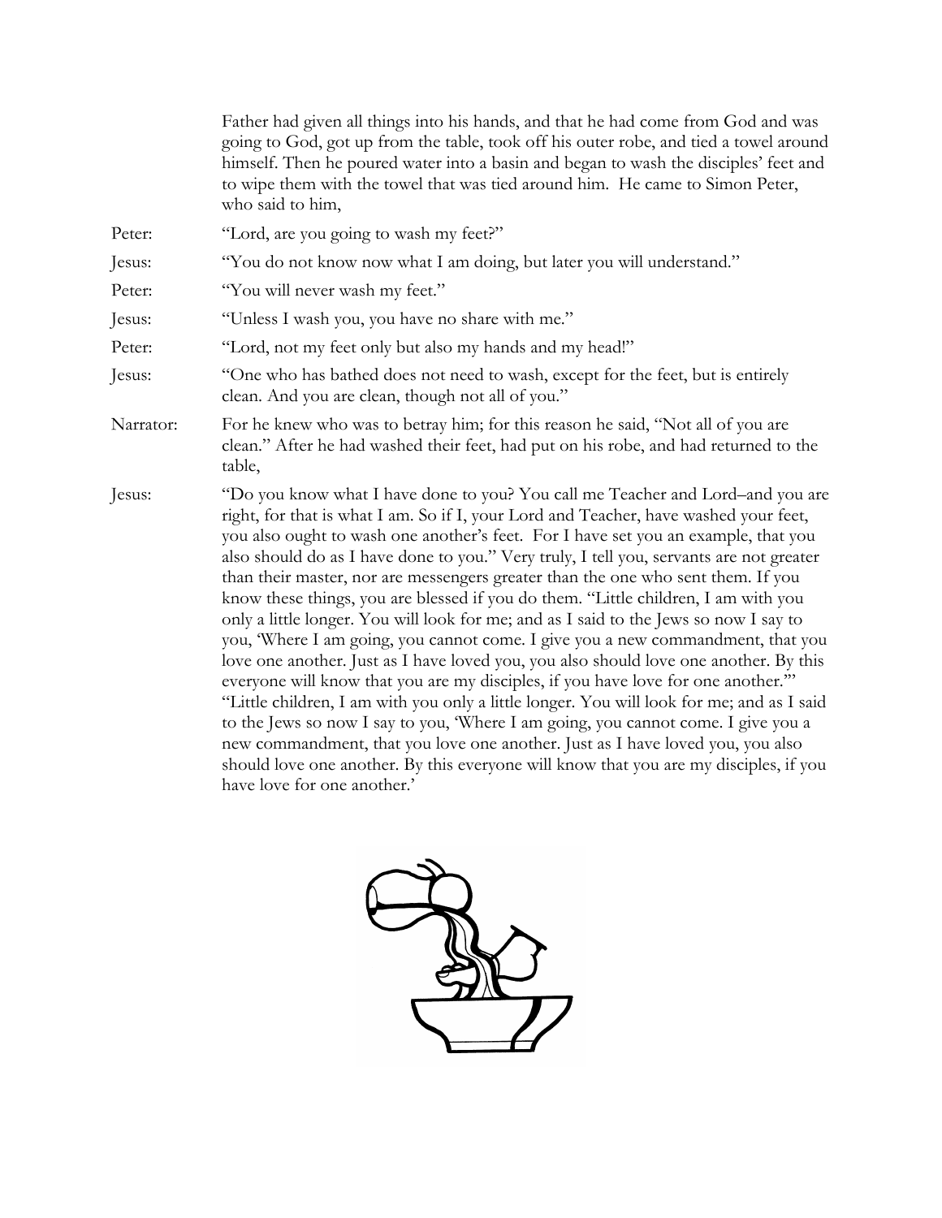Father had given all things into his hands, and that he had come from God and was going to God, got up from the table, took off his outer robe, and tied a towel around himself. Then he poured water into a basin and began to wash the disciples' feet and to wipe them with the towel that was tied around him. He came to Simon Peter, who said to him,

Peter: "Lord, are you going to wash my feet?"

Jesus: "You do not know now what I am doing, but later you will understand."

Peter: "You will never wash my feet."

Jesus: "Unless I wash you, you have no share with me."

Peter: "Lord, not my feet only but also my hands and my head!"

Jesus: "One who has bathed does not need to wash, except for the feet, but is entirely clean. And you are clean, though not all of you."

Narrator: For he knew who was to betray him; for this reason he said, "Not all of you are clean." After he had washed their feet, had put on his robe, and had returned to the table,

Jesus: "Do you know what I have done to you? You call me Teacher and Lord–and you are right, for that is what I am. So if I, your Lord and Teacher, have washed your feet, you also ought to wash one another's feet. For I have set you an example, that you also should do as I have done to you." Very truly, I tell you, servants are not greater than their master, nor are messengers greater than the one who sent them. If you know these things, you are blessed if you do them. "Little children, I am with you only a little longer. You will look for me; and as I said to the Jews so now I say to you, 'Where I am going, you cannot come. I give you a new commandment, that you love one another. Just as I have loved you, you also should love one another. By this everyone will know that you are my disciples, if you have love for one another.'" "Little children, I am with you only a little longer. You will look for me; and as I said to the Jews so now I say to you, 'Where I am going, you cannot come. I give you a new commandment, that you love one another. Just as I have loved you, you also should love one another. By this everyone will know that you are my disciples, if you have love for one another.'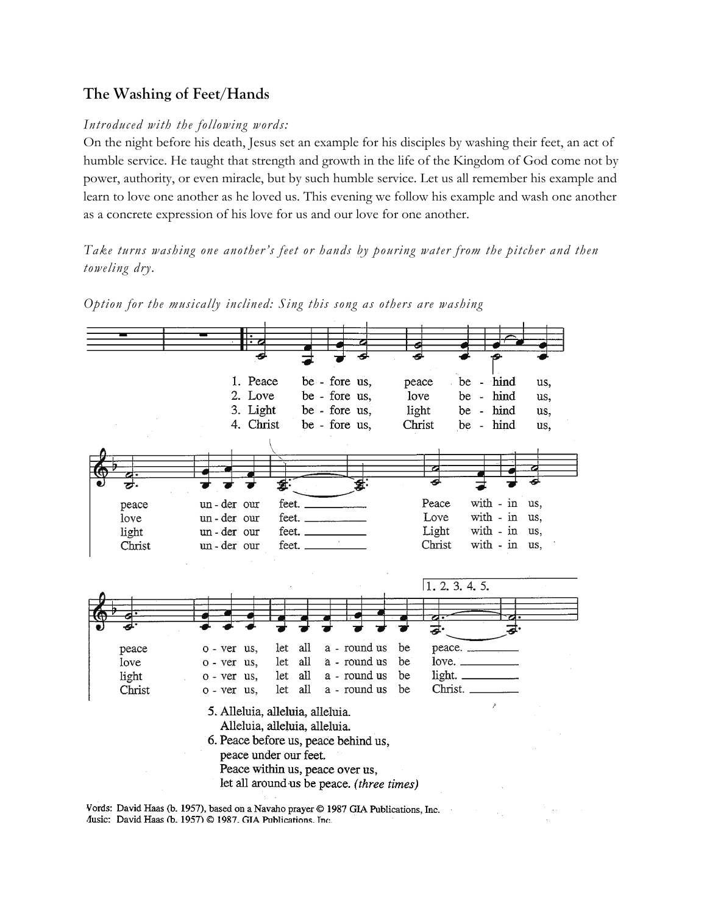## The Washing of Feet/Hands

*Introduced with the following words:*

On the night before his death, Jesus set an example for his disciples by washing their feet, an act of humble service. He taught that strength and growth in the life of the Kingdom of God come not by power, authority, or even miracle, but by such humble service. Let us all remember his example and learn to love one another as he loved us. This evening we follow his example and wash one another as a concrete expression of his love for us and our love for one another.

*Take turns washing one another's feet or hands by pouring water from the pitcher and then toweling dry.*

*Option for the musically inclined: Sing this song as others are washing*

1. Peace be - fore us, peace be - hind us, peace un - der our feet. Peace with - in us, peace o - ver us, let all a - round us be peace.
2. Love be - fore us, love be - hind us, love un - der our feet. Love with - in us, love o - ver us, let all a - round us be love.
3. Light be - fore us, light be - hind us, light un - der our feet. Light with - in us, light o - ver us, let all a - round us be light.
4. Christ be - fore us, Christ be - hind us, Christ un - der our feet. Christ with - in us, Christ o - ver us, let all a - round us be Christ.

1. 2. 3. 4. 5.

5. Alleluia, alleluia, alleluia.
   Alleluia, alleluia, alleluia.
6. Peace before us, peace behind us,
   peace under our feet.
   Peace within us, peace over us,
   let all around us be peace. *(three times)*

Words: David Haas (b. 1957), based on a Navaho prayer © 1987 GIA Publications, Inc.
Music: David Haas (b. 1957) © 1987, GIA Publications, Inc.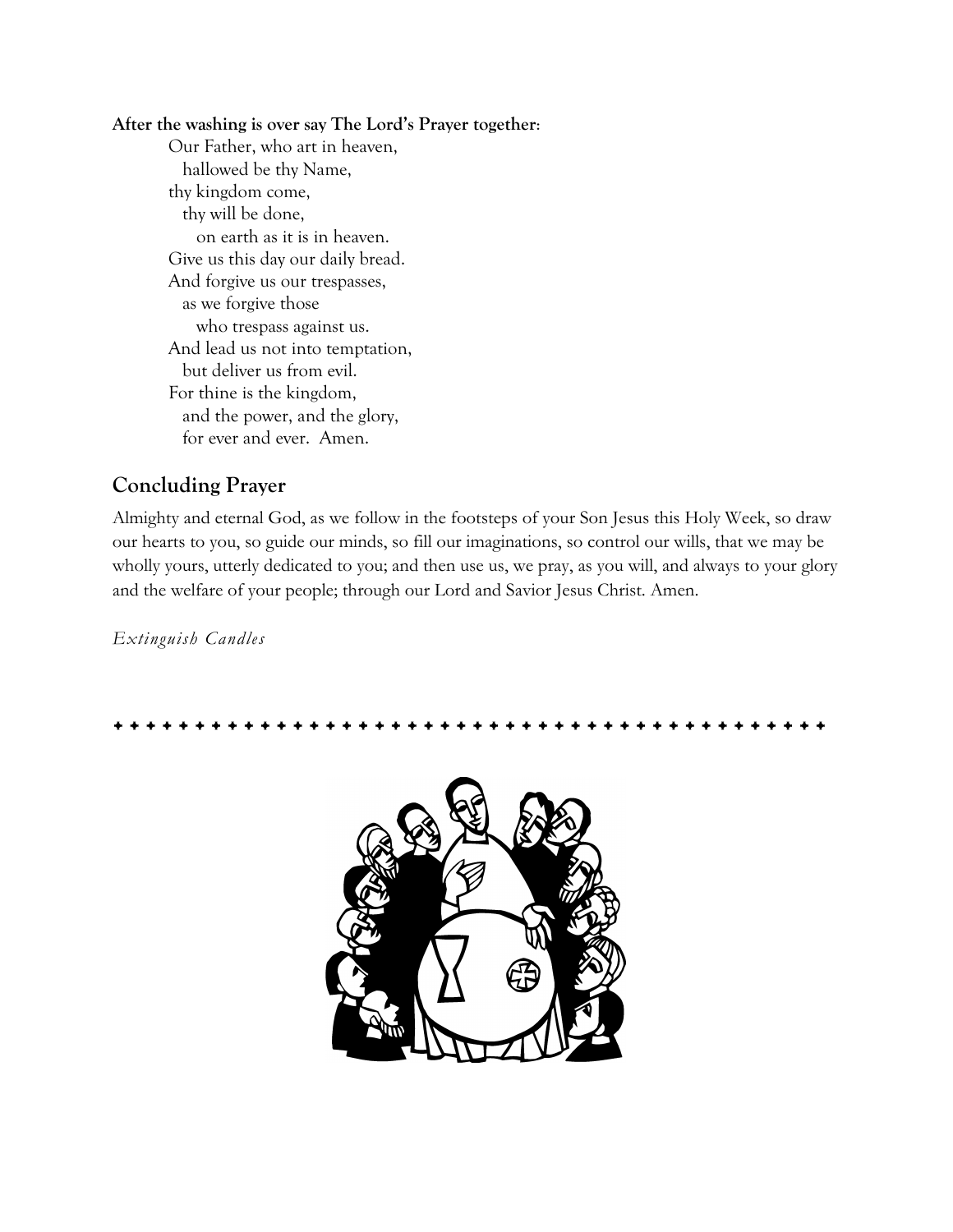**After the washing is over say The Lord's Prayer together**:

Our Father, who art in heaven,
  hallowed be thy Name,
thy kingdom come,
  thy will be done,
    on earth as it is in heaven.
Give us this day our daily bread.
And forgive us our trespasses,
  as we forgive those
    who trespass against us.
And lead us not into temptation,
  but deliver us from evil.
For thine is the kingdom,
  and the power, and the glory,
  for ever and ever. Amen.

## Concluding Prayer

Almighty and eternal God, as we follow in the footsteps of your Son Jesus this Holy Week, so draw our hearts to you, so guide our minds, so fill our imaginations, so control our wills, that we may be wholly yours, utterly dedicated to you; and then use us, we pray, as you will, and always to your glory and the welfare of your people; through our Lord and Savior Jesus Christ. Amen.

*Extinguish Candles*

✦ ✦ ✦ ✦ ✦ ✦ ✦ ✦ ✦ ✦ ✦ ✦ ✦ ✦ ✦ ✦ ✦ ✦ ✦ ✦ ✦ ✦ ✦ ✦ ✦ ✦ ✦ ✦ ✦ ✦ ✦ ✦ ✦ ✦ ✦ ✦ ✦ ✦ ✦ ✦ ✦ ✦ ✦ ✦ ✦ ✦ ✦ ✦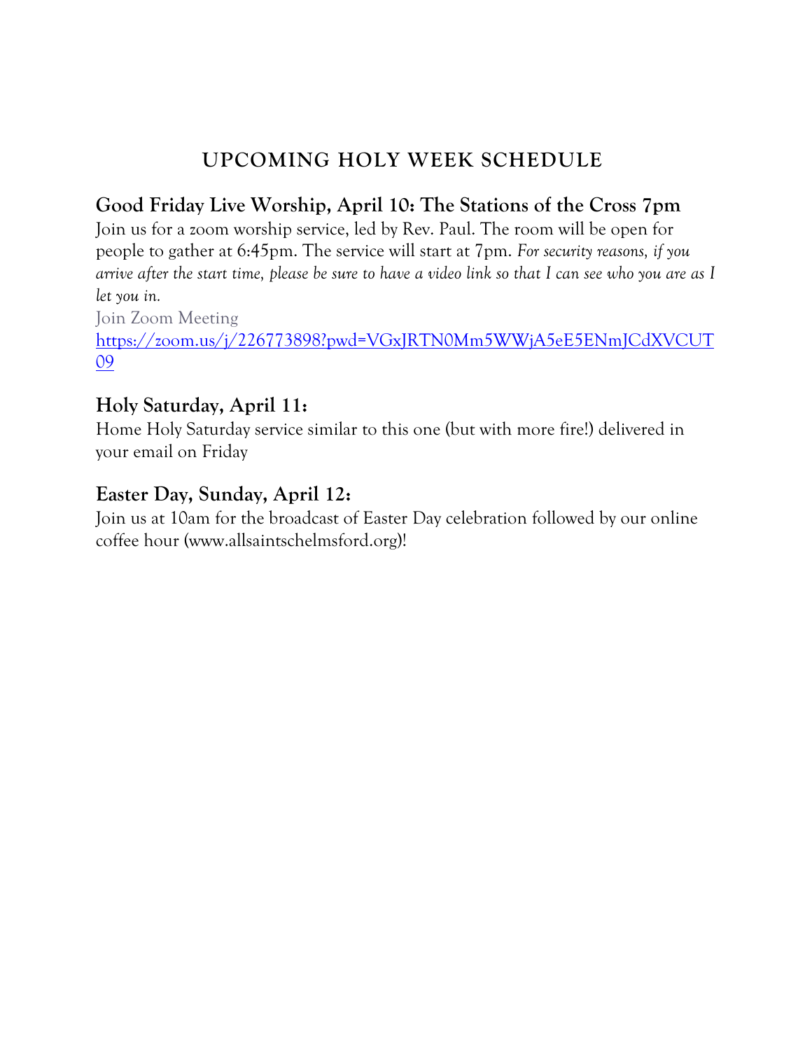## UPCOMING HOLY WEEK SCHEDULE

### Good Friday Live Worship, April 10: The Stations of the Cross 7pm

Join us for a zoom worship service, led by Rev. Paul. The room will be open for people to gather at 6:45pm. The service will start at 7pm. *For security reasons, if you arrive after the start time, please be sure to have a video link so that I can see who you are as I let you in.*

Join Zoom Meeting
https://zoom.us/j/226773898?pwd=VGxJRTN0Mm5WWjA5eE5ENmJCdXVCUT09

### Holy Saturday, April 11:

Home Holy Saturday service similar to this one (but with more fire!) delivered in your email on Friday

### Easter Day, Sunday, April 12:

Join us at 10am for the broadcast of Easter Day celebration followed by our online coffee hour (www.allsaintschelmsford.org)!